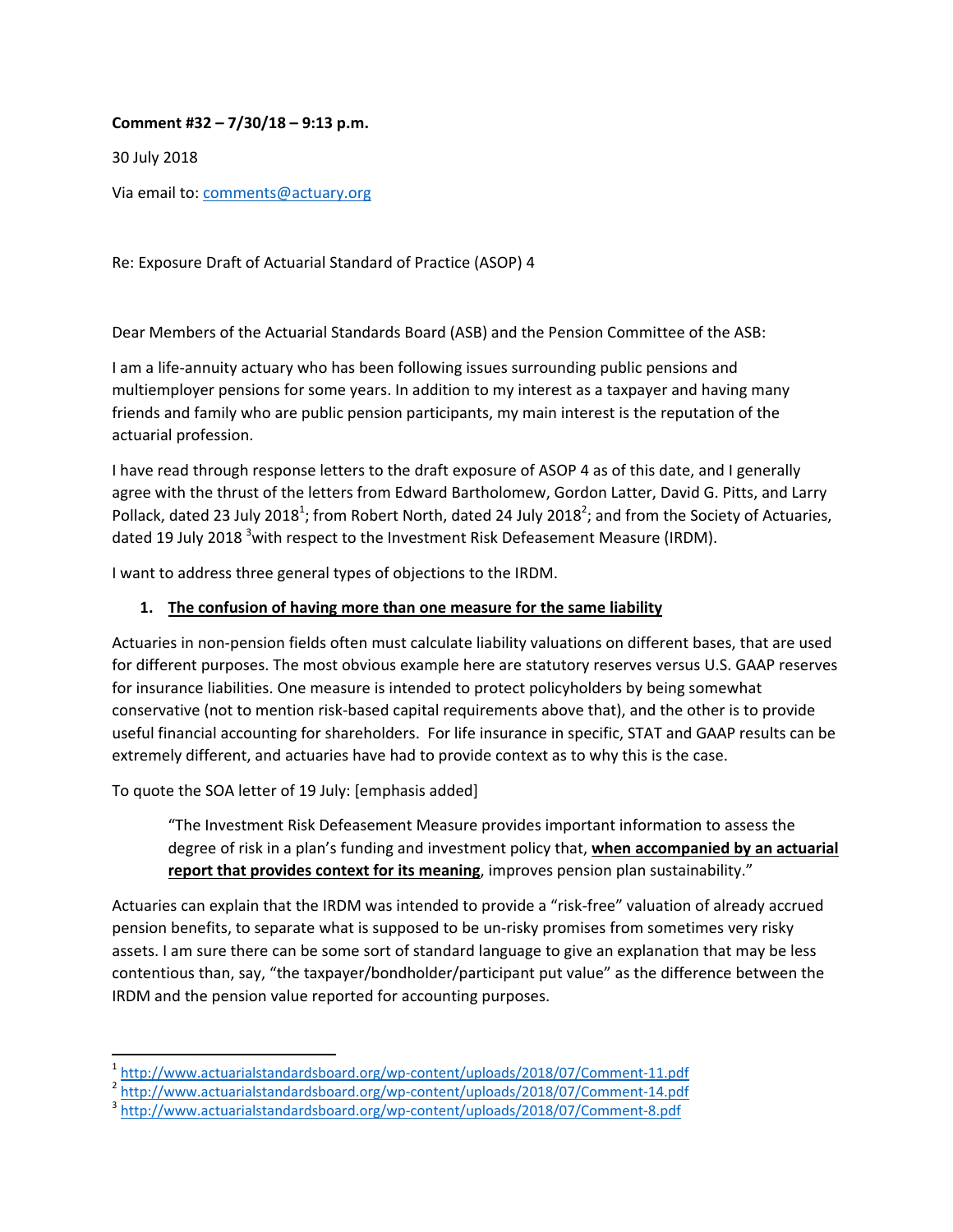**Comment #32 – 7/30/18 – 9:13 p.m.**

30 July 2018

Via email to: comments@actuary.org

Re: Exposure Draft of Actuarial Standard of Practice (ASOP) 4

Dear Members of the Actuarial Standards Board (ASB) and the Pension Committee of the ASB:

I am a life-annuity actuary who has been following issues surrounding public pensions and multiemployer pensions for some years. In addition to my interest as a taxpayer and having many friends and family who are public pension participants, my main interest is the reputation of the actuarial profession.

I have read through response letters to the draft exposure of ASOP 4 as of this date, and I generally agree with the thrust of the letters from Edward Bartholomew, Gordon Latter, David G. Pitts, and Larry Pollack, dated 23 July 2018[1]; from Robert North, dated 24 July 2018[2]; and from the Society of Actuaries, dated 19 July 2018 [3]with respect to the Investment Risk Defeasement Measure (IRDM).

I want to address three general types of objections to the IRDM.

1. **<u>The confusion of having more than one measure for the same liability</u>**

Actuaries in non-pension fields often must calculate liability valuations on different bases, that are used for different purposes. The most obvious example here are statutory reserves versus U.S. GAAP reserves for insurance liabilities. One measure is intended to protect policyholders by being somewhat conservative (not to mention risk-based capital requirements above that), and the other is to provide useful financial accounting for shareholders. For life insurance in specific, STAT and GAAP results can be extremely different, and actuaries have had to provide context as to why this is the case.

To quote the SOA letter of 19 July: [emphasis added]

> "The Investment Risk Defeasement Measure provides important information to assess the degree of risk in a plan's funding and investment policy that, **<u>when accompanied by an actuarial report that provides context for its meaning</u>**, improves pension plan sustainability."

Actuaries can explain that the IRDM was intended to provide a "risk-free" valuation of already accrued pension benefits, to separate what is supposed to be un-risky promises from sometimes very risky assets. I am sure there can be some sort of standard language to give an explanation that may be less contentious than, say, "the taxpayer/bondholder/participant put value" as the difference between the IRDM and the pension value reported for accounting purposes.

---

[1] http://www.actuarialstandardsboard.org/wp-content/uploads/2018/07/Comment-11.pdf

[2] http://www.actuarialstandardsboard.org/wp-content/uploads/2018/07/Comment-14.pdf

[3] http://www.actuarialstandardsboard.org/wp-content/uploads/2018/07/Comment-8.pdf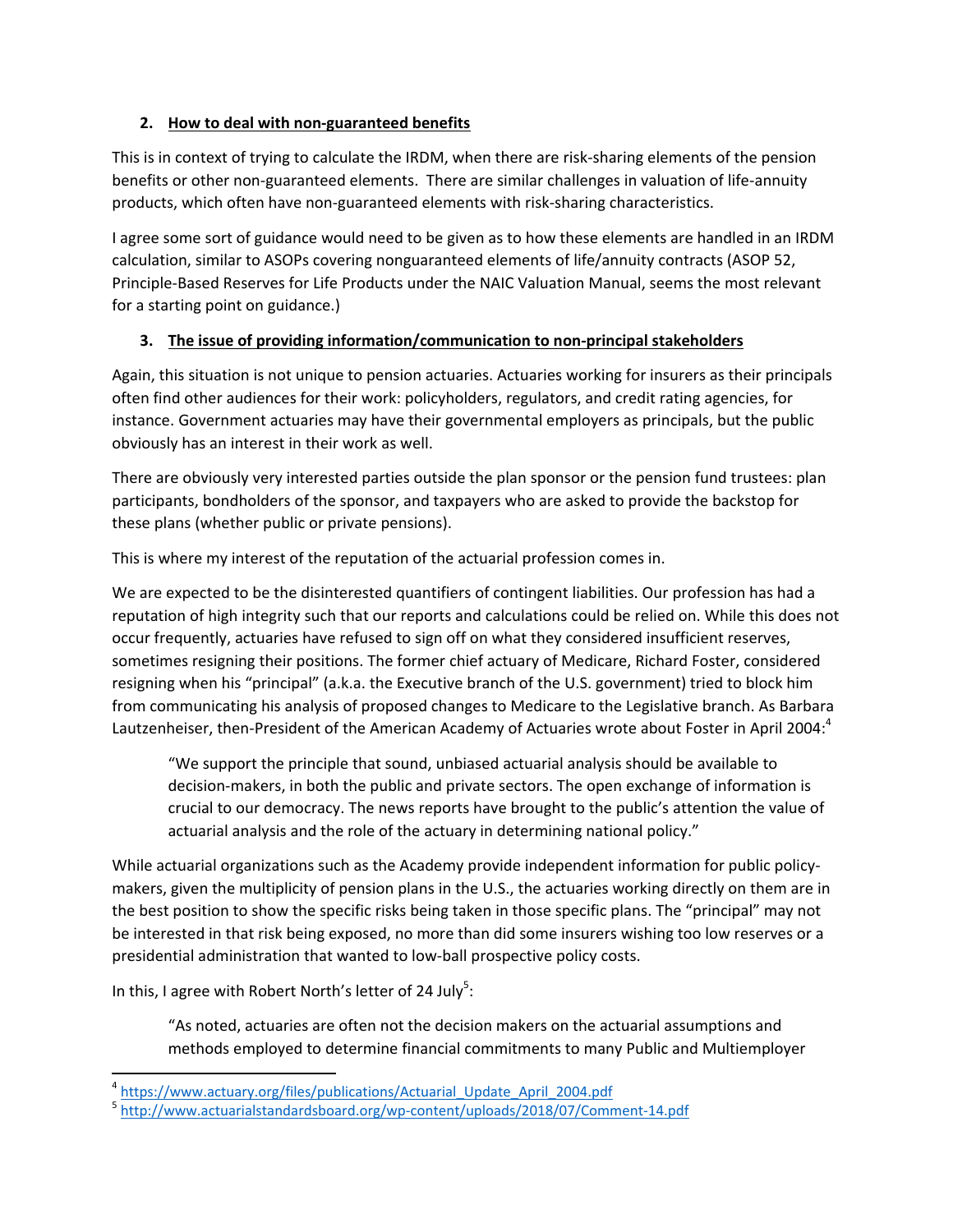2. **How to deal with non-guaranteed benefits**

This is in context of trying to calculate the IRDM, when there are risk-sharing elements of the pension benefits or other non-guaranteed elements. There are similar challenges in valuation of life-annuity products, which often have non-guaranteed elements with risk-sharing characteristics.

I agree some sort of guidance would need to be given as to how these elements are handled in an IRDM calculation, similar to ASOPs covering nonguaranteed elements of life/annuity contracts (ASOP 52, Principle-Based Reserves for Life Products under the NAIC Valuation Manual, seems the most relevant for a starting point on guidance.)

3. **The issue of providing information/communication to non-principal stakeholders**

Again, this situation is not unique to pension actuaries. Actuaries working for insurers as their principals often find other audiences for their work: policyholders, regulators, and credit rating agencies, for instance. Government actuaries may have their governmental employers as principals, but the public obviously has an interest in their work as well.

There are obviously very interested parties outside the plan sponsor or the pension fund trustees: plan participants, bondholders of the sponsor, and taxpayers who are asked to provide the backstop for these plans (whether public or private pensions).

This is where my interest of the reputation of the actuarial profession comes in.

We are expected to be the disinterested quantifiers of contingent liabilities. Our profession has had a reputation of high integrity such that our reports and calculations could be relied on. While this does not occur frequently, actuaries have refused to sign off on what they considered insufficient reserves, sometimes resigning their positions. The former chief actuary of Medicare, Richard Foster, considered resigning when his "principal" (a.k.a. the Executive branch of the U.S. government) tried to block him from communicating his analysis of proposed changes to Medicare to the Legislative branch. As Barbara Lautzenheiser, then-President of the American Academy of Actuaries wrote about Foster in April 2004:[4]

> "We support the principle that sound, unbiased actuarial analysis should be available to decision-makers, in both the public and private sectors. The open exchange of information is crucial to our democracy. The news reports have brought to the public's attention the value of actuarial analysis and the role of the actuary in determining national policy."

While actuarial organizations such as the Academy provide independent information for public policy-makers, given the multiplicity of pension plans in the U.S., the actuaries working directly on them are in the best position to show the specific risks being taken in those specific plans. The "principal" may not be interested in that risk being exposed, no more than did some insurers wishing too low reserves or a presidential administration that wanted to low-ball prospective policy costs.

In this, I agree with Robert North's letter of 24 July[5]:

> "As noted, actuaries are often not the decision makers on the actuarial assumptions and methods employed to determine financial commitments to many Public and Multiemployer

---

[4] https://www.actuary.org/files/publications/Actuarial_Update_April_2004.pdf

[5] http://www.actuarialstandardsboard.org/wp-content/uploads/2018/07/Comment-14.pdf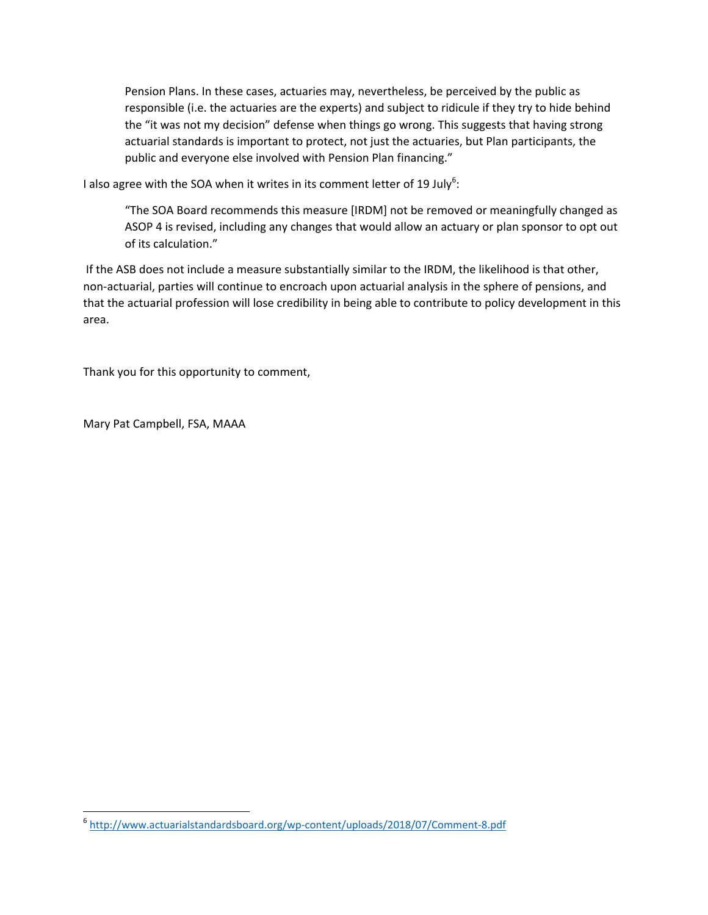> Pension Plans. In these cases, actuaries may, nevertheless, be perceived by the public as responsible (i.e. the actuaries are the experts) and subject to ridicule if they try to hide behind the "it was not my decision" defense when things go wrong. This suggests that having strong actuarial standards is important to protect, not just the actuaries, but Plan participants, the public and everyone else involved with Pension Plan financing."

I also agree with the SOA when it writes in its comment letter of 19 July[6]:

> "The SOA Board recommends this measure [IRDM] not be removed or meaningfully changed as ASOP 4 is revised, including any changes that would allow an actuary or plan sponsor to opt out of its calculation."

If the ASB does not include a measure substantially similar to the IRDM, the likelihood is that other, non-actuarial, parties will continue to encroach upon actuarial analysis in the sphere of pensions, and that the actuarial profession will lose credibility in being able to contribute to policy development in this area.

Thank you for this opportunity to comment,

Mary Pat Campbell, FSA, MAAA

---

[6] http://www.actuarialstandardsboard.org/wp-content/uploads/2018/07/Comment-8.pdf